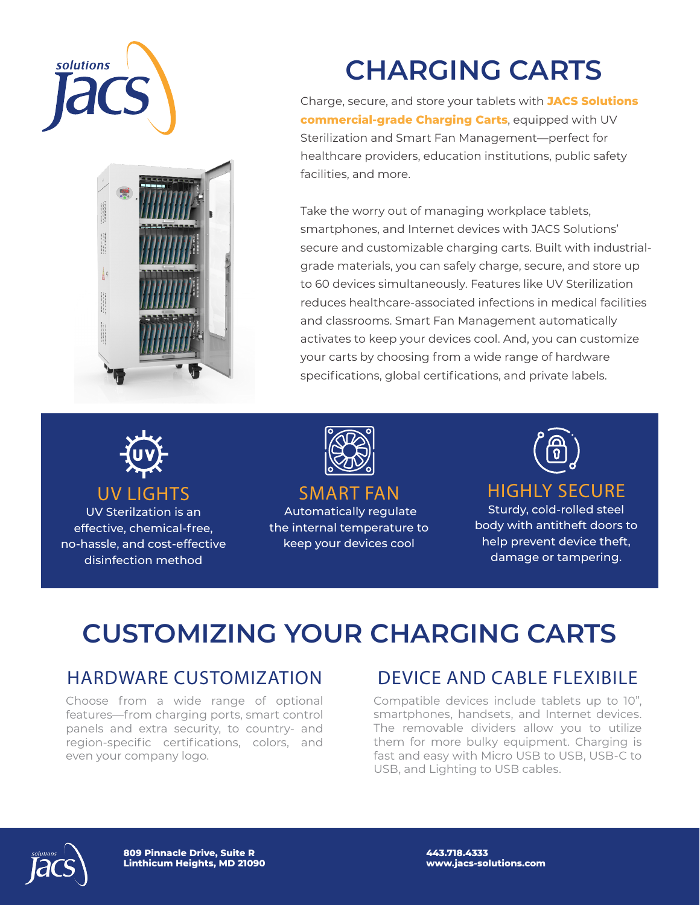# CHARGING CARTS

Charge, secure, and store your tablets with **JACS Solutions commercial-grade Charging Carts**, equipped with UV Sterilization and Smart Fan Management—perfect for healthcare providers, education institutions, public safety facilities, and more.

Take the worry out of managing workplace tablets, smartphones, and Internet devices with JACS Solutions' secure and customizable charging carts. Built with industrial-grade materials, you can safely charge, secure, and store up to 60 devices simultaneously. Features like UV Sterilization reduces healthcare-associated infections in medical facilities and classrooms. Smart Fan Management automatically activates to keep your devices cool. And, you can customize your carts by choosing from a wide range of hardware specifications, global certifications, and private labels.

### UV LIGHTS

UV Sterilzation is an effective, chemical-free, no-hassle, and cost-effective disinfection method

### SMART FAN

Automatically regulate the internal temperature to keep your devices cool

### HIGHLY SECURE

Sturdy, cold-rolled steel body with antitheft doors to help prevent device theft, damage or tampering.

# CUSTOMIZING YOUR CHARGING CARTS

## HARDWARE CUSTOMIZATION

Choose from a wide range of optional features—from charging ports, smart control panels and extra security, to country- and region-specific certifications, colors, and even your company logo.

## DEVICE AND CABLE FLEXIBILE

Compatible devices include tablets up to 10", smartphones, handsets, and Internet devices. The removable dividers allow you to utilize them for more bulky equipment. Charging is fast and easy with Micro USB to USB, USB-C to USB, and Lighting to USB cables.

**809 Pinnacle Drive, Suite R**
**Linthicum Heights, MD 21090**

**443.718.4333**
**www.jacs-solutions.com**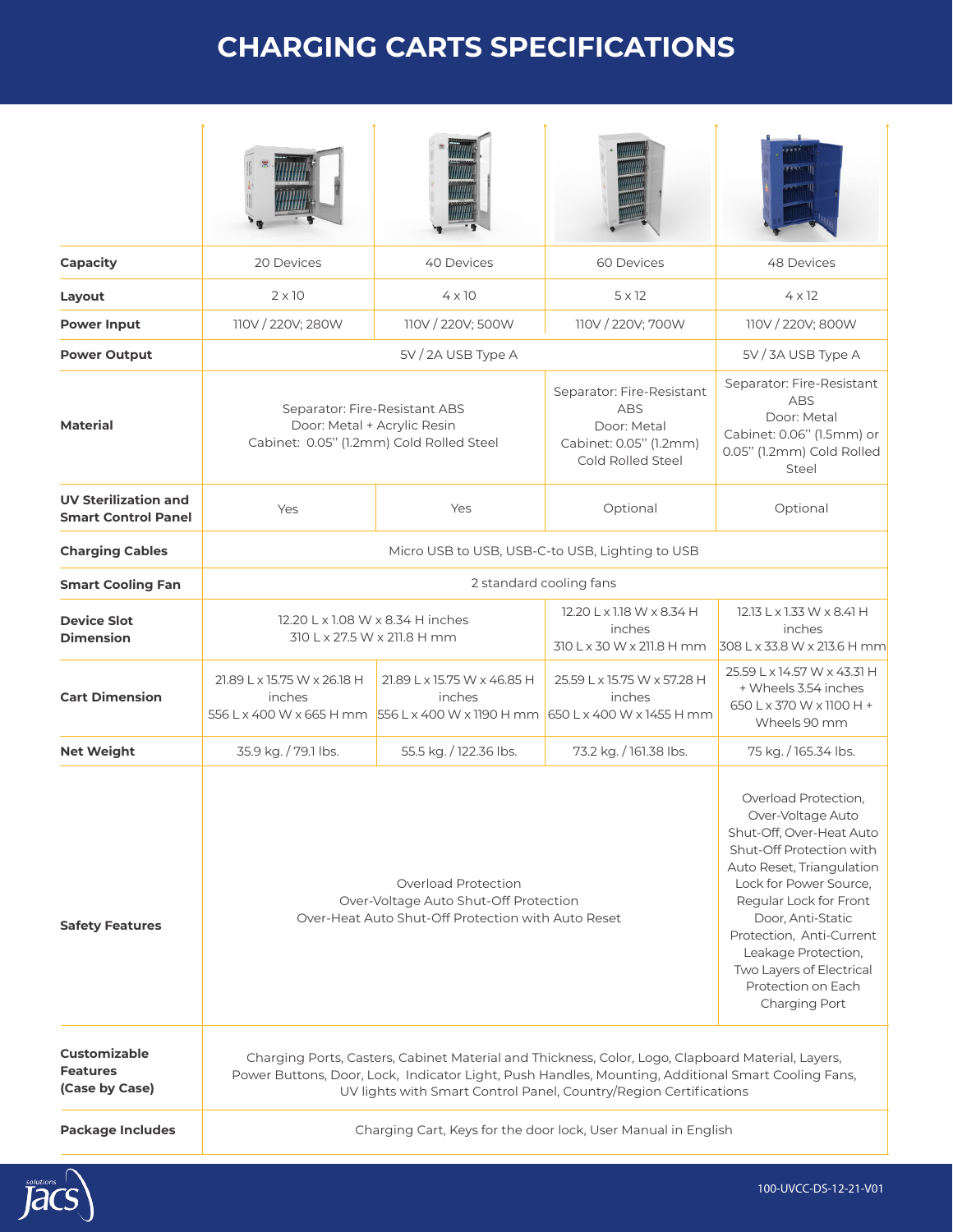# CHARGING CARTS SPECIFICATIONS

| | | | | |
|---|---|---|---|---|
| **Capacity** | 20 Devices | 40 Devices | 60 Devices | 48 Devices |
| **Layout** | 2 x 10 | 4 x 10 | 5 x 12 | 4 x 12 |
| **Power Input** | 110V / 220V; 280W | 110V / 220V; 500W | 110V / 220V; 700W | 110V / 220V; 800W |
| **Power Output** | 5V / 2A USB Type A | | | 5V / 3A USB Type A |
| **Material** | Separator: Fire-Resistant ABS<br>Door: Metal + Acrylic Resin<br>Cabinet: 0.05'' (1.2mm) Cold Rolled Steel | | Separator: Fire-Resistant ABS<br>Door: Metal<br>Cabinet: 0.05'' (1.2mm) Cold Rolled Steel | Separator: Fire-Resistant ABS<br>Door: Metal<br>Cabinet: 0.06'' (1.5mm) or 0.05'' (1.2mm) Cold Rolled Steel |
| **UV Sterilization and Smart Control Panel** | Yes | Yes | Optional | Optional |
| **Charging Cables** | Micro USB to USB, USB-C-to USB, Lighting to USB | | | |
| **Smart Cooling Fan** | 2 standard cooling fans | | | |
| **Device Slot Dimension** | 12.20 L x 1.08 W x 8.34 H inches<br>310 L x 27.5 W x 211.8 H mm | | 12.20 L x 1.18 W x 8.34 H inches<br>310 L x 30 W x 211.8 H mm | 12.13 L x 1.33 W x 8.41 H inches<br>308 L x 33.8 W x 213.6 H mm |
| **Cart Dimension** | 21.89 L x 15.75 W x 26.18 H inches<br>556 L x 400 W x 665 H mm | 21.89 L x 15.75 W x 46.85 H inches<br>556 L x 400 W x 1190 H mm | 25.59 L x 15.75 W x 57.28 H inches<br>650 L x 400 W x 1455 H mm | 25.59 L x 14.57 W x 43.31 H + Wheels 3.54 inches<br>650 L x 370 W x 1100 H + Wheels 90 mm |
| **Net Weight** | 35.9 kg. / 79.1 lbs. | 55.5 kg. / 122.36 lbs. | 73.2 kg. / 161.38 lbs. | 75 kg. / 165.34 lbs. |
| **Safety Features** | Overload Protection<br>Over-Voltage Auto Shut-Off Protection<br>Over-Heat Auto Shut-Off Protection with Auto Reset | | | Overload Protection, Over-Voltage Auto Shut-Off, Over-Heat Auto Shut-Off Protection with Auto Reset, Triangulation Lock for Power Source, Regular Lock for Front Door, Anti-Static Protection, Anti-Current Leakage Protection, Two Layers of Electrical Protection on Each Charging Port |
| **Customizable Features (Case by Case)** | Charging Ports, Casters, Cabinet Material and Thickness, Color, Logo, Clapboard Material, Layers, Power Buttons, Door, Lock, Indicator Light, Push Handles, Mounting, Additional Smart Cooling Fans, UV lights with Smart Control Panel, Country/Region Certifications | | | |
| **Package Includes** | Charging Cart, Keys for the door lock, User Manual in English | | | |

100-UVCC-DS-12-21-V01